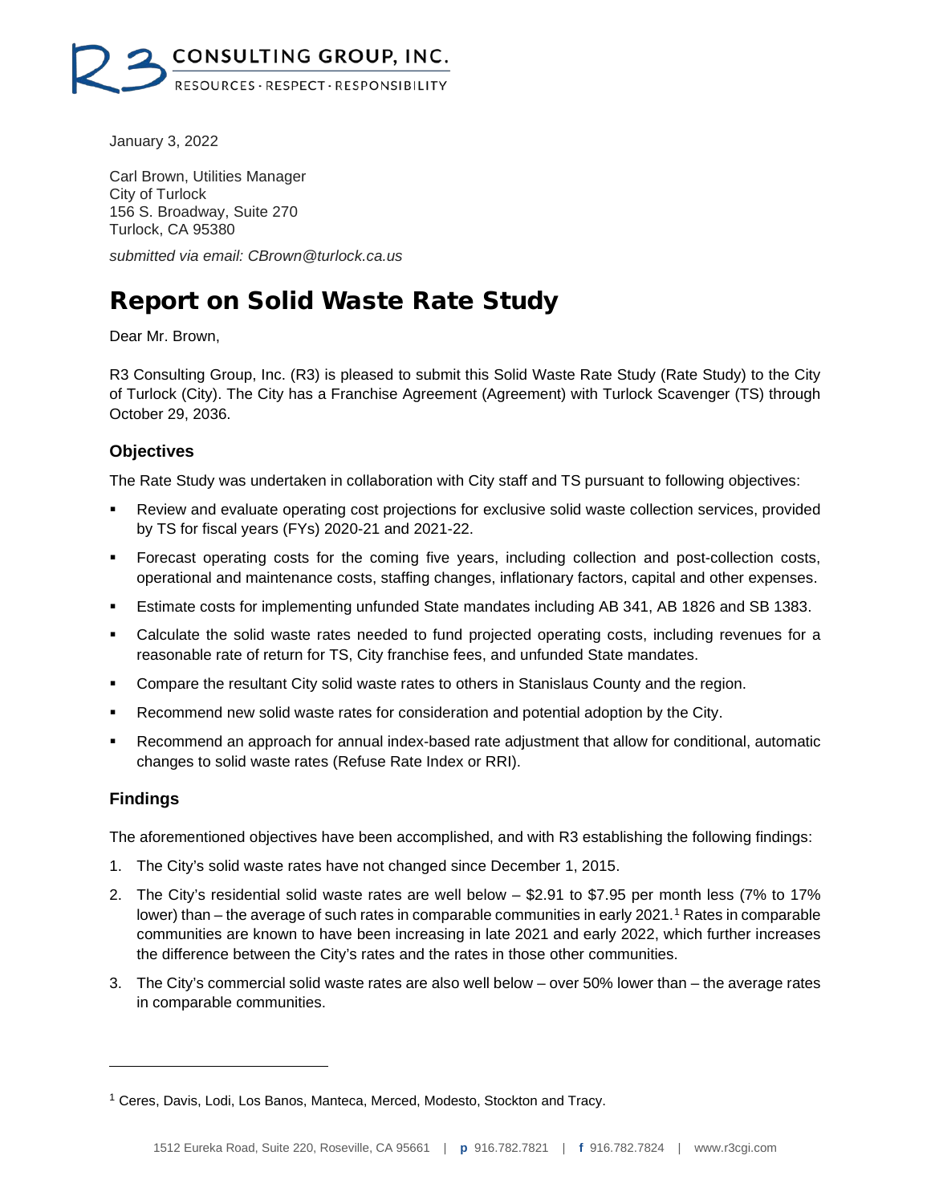January 3, 2022

Carl Brown, Utilities Manager
City of Turlock
156 S. Broadway, Suite 270
Turlock, CA 95380

*submitted via email: CBrown@turlock.ca.us*

# Report on Solid Waste Rate Study

Dear Mr. Brown,

R3 Consulting Group, Inc. (R3) is pleased to submit this Solid Waste Rate Study (Rate Study) to the City of Turlock (City). The City has a Franchise Agreement (Agreement) with Turlock Scavenger (TS) through October 29, 2036.

### Objectives

The Rate Study was undertaken in collaboration with City staff and TS pursuant to following objectives:

- Review and evaluate operating cost projections for exclusive solid waste collection services, provided by TS for fiscal years (FYs) 2020-21 and 2021-22.
- Forecast operating costs for the coming five years, including collection and post-collection costs, operational and maintenance costs, staffing changes, inflationary factors, capital and other expenses.
- Estimate costs for implementing unfunded State mandates including AB 341, AB 1826 and SB 1383.
- Calculate the solid waste rates needed to fund projected operating costs, including revenues for a reasonable rate of return for TS, City franchise fees, and unfunded State mandates.
- Compare the resultant City solid waste rates to others in Stanislaus County and the region.
- Recommend new solid waste rates for consideration and potential adoption by the City.
- Recommend an approach for annual index-based rate adjustment that allow for conditional, automatic changes to solid waste rates (Refuse Rate Index or RRI).

### Findings

The aforementioned objectives have been accomplished, and with R3 establishing the following findings:

1. The City's solid waste rates have not changed since December 1, 2015.
2. The City's residential solid waste rates are well below – $2.91 to $7.95 per month less (7% to 17% lower) than – the average of such rates in comparable communities in early 2021.[1] Rates in comparable communities are known to have been increasing in late 2021 and early 2022, which further increases the difference between the City's rates and the rates in those other communities.
3. The City's commercial solid waste rates are also well below – over 50% lower than – the average rates in comparable communities.

[1] Ceres, Davis, Lodi, Los Banos, Manteca, Merced, Modesto, Stockton and Tracy.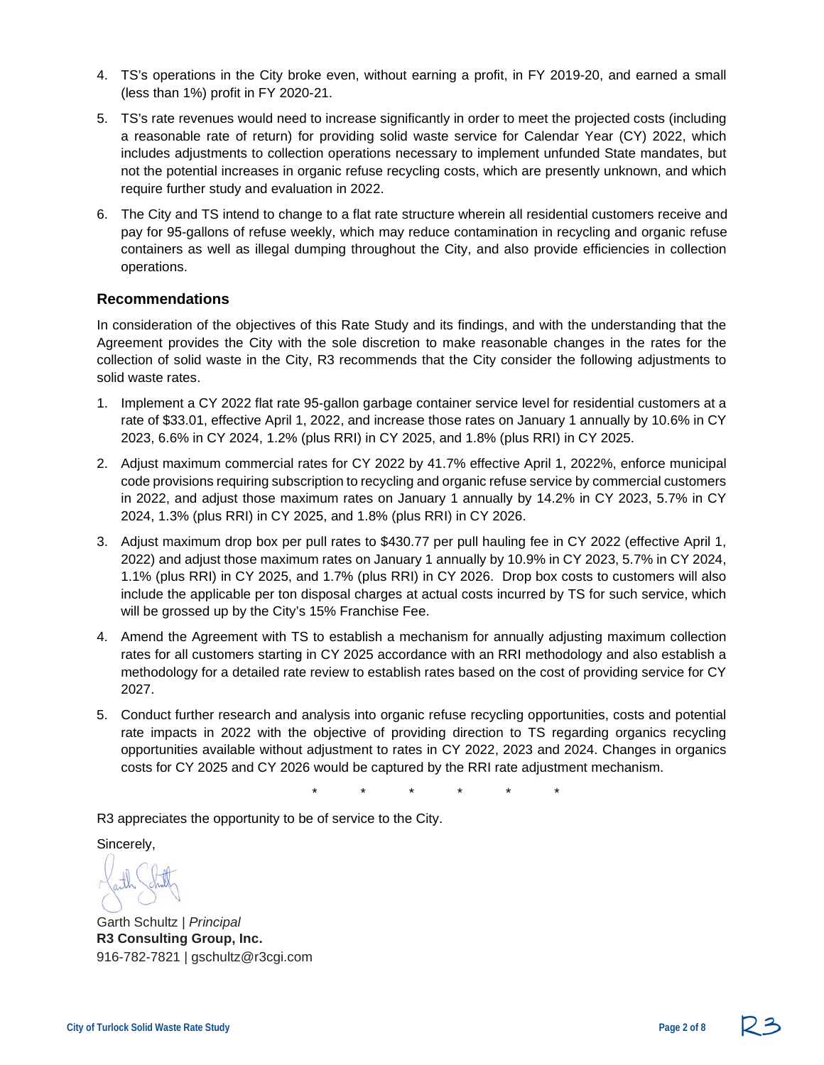4. TS's operations in the City broke even, without earning a profit, in FY 2019-20, and earned a small (less than 1%) profit in FY 2020-21.

5. TS's rate revenues would need to increase significantly in order to meet the projected costs (including a reasonable rate of return) for providing solid waste service for Calendar Year (CY) 2022, which includes adjustments to collection operations necessary to implement unfunded State mandates, but not the potential increases in organic refuse recycling costs, which are presently unknown, and which require further study and evaluation in 2022.

6. The City and TS intend to change to a flat rate structure wherein all residential customers receive and pay for 95-gallons of refuse weekly, which may reduce contamination in recycling and organic refuse containers as well as illegal dumping throughout the City, and also provide efficiencies in collection operations.

### Recommendations

In consideration of the objectives of this Rate Study and its findings, and with the understanding that the Agreement provides the City with the sole discretion to make reasonable changes in the rates for the collection of solid waste in the City, R3 recommends that the City consider the following adjustments to solid waste rates.

1. Implement a CY 2022 flat rate 95-gallon garbage container service level for residential customers at a rate of $33.01, effective April 1, 2022, and increase those rates on January 1 annually by 10.6% in CY 2023, 6.6% in CY 2024, 1.2% (plus RRI) in CY 2025, and 1.8% (plus RRI) in CY 2025.

2. Adjust maximum commercial rates for CY 2022 by 41.7% effective April 1, 2022%, enforce municipal code provisions requiring subscription to recycling and organic refuse service by commercial customers in 2022, and adjust those maximum rates on January 1 annually by 14.2% in CY 2023, 5.7% in CY 2024, 1.3% (plus RRI) in CY 2025, and 1.8% (plus RRI) in CY 2026.

3. Adjust maximum drop box per pull rates to $430.77 per pull hauling fee in CY 2022 (effective April 1, 2022) and adjust those maximum rates on January 1 annually by 10.9% in CY 2023, 5.7% in CY 2024, 1.1% (plus RRI) in CY 2025, and 1.7% (plus RRI) in CY 2026. Drop box costs to customers will also include the applicable per ton disposal charges at actual costs incurred by TS for such service, which will be grossed up by the City's 15% Franchise Fee.

4. Amend the Agreement with TS to establish a mechanism for annually adjusting maximum collection rates for all customers starting in CY 2025 accordance with an RRI methodology and also establish a methodology for a detailed rate review to establish rates based on the cost of providing service for CY 2027.

5. Conduct further research and analysis into organic refuse recycling opportunities, costs and potential rate impacts in 2022 with the objective of providing direction to TS regarding organics recycling opportunities available without adjustment to rates in CY 2022, 2023 and 2024. Changes in organics costs for CY 2025 and CY 2026 would be captured by the RRI rate adjustment mechanism.

\* \* \* \* \* \*

R3 appreciates the opportunity to be of service to the City.

Sincerely,

Garth Schultz | *Principal*
**R3 Consulting Group, Inc.**
916-782-7821 | gschultz@r3cgi.com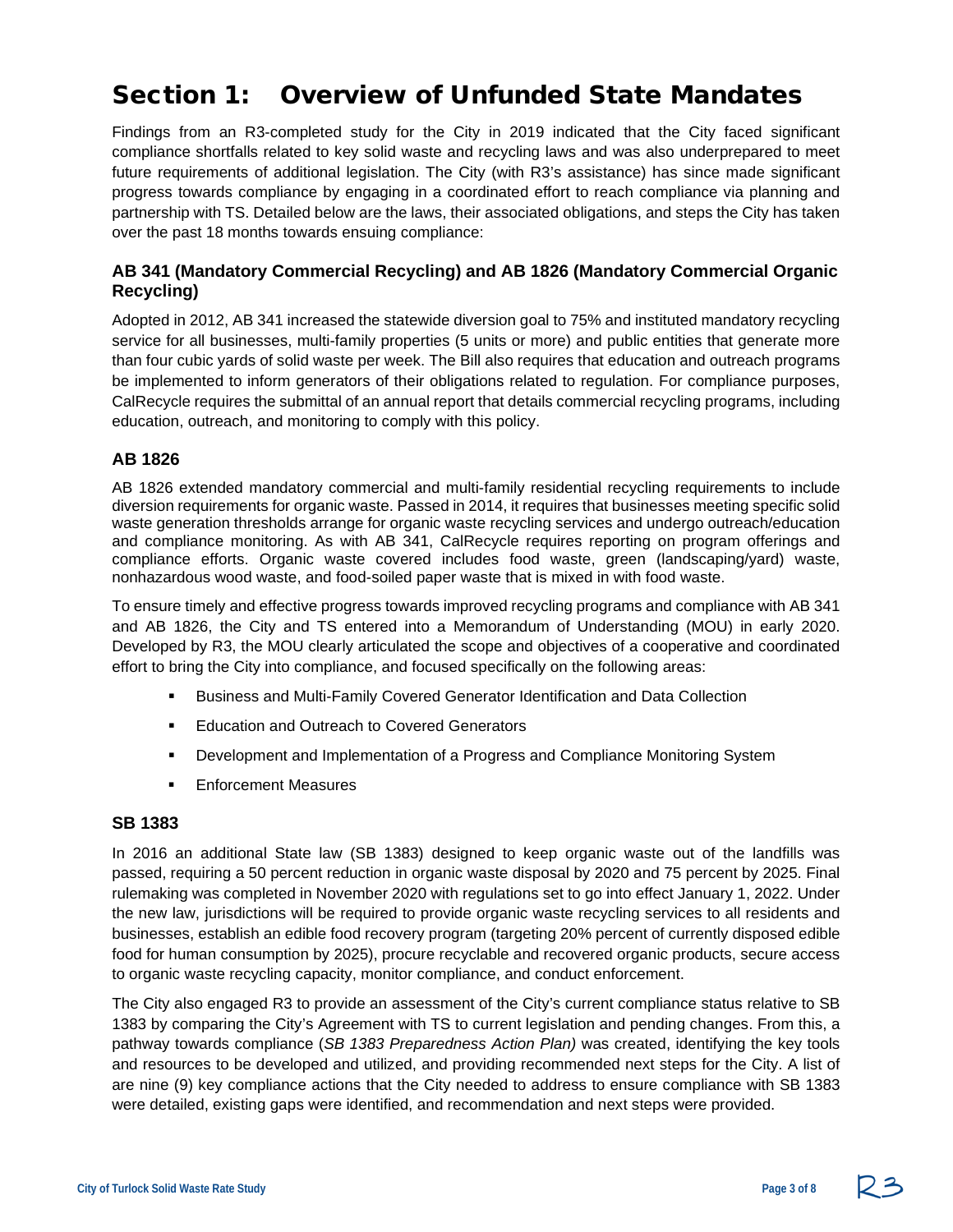# Section 1: Overview of Unfunded State Mandates

Findings from an R3-completed study for the City in 2019 indicated that the City faced significant compliance shortfalls related to key solid waste and recycling laws and was also underprepared to meet future requirements of additional legislation. The City (with R3's assistance) has since made significant progress towards compliance by engaging in a coordinated effort to reach compliance via planning and partnership with TS. Detailed below are the laws, their associated obligations, and steps the City has taken over the past 18 months towards ensuing compliance:

### AB 341 (Mandatory Commercial Recycling) and AB 1826 (Mandatory Commercial Organic Recycling)

Adopted in 2012, AB 341 increased the statewide diversion goal to 75% and instituted mandatory recycling service for all businesses, multi-family properties (5 units or more) and public entities that generate more than four cubic yards of solid waste per week. The Bill also requires that education and outreach programs be implemented to inform generators of their obligations related to regulation. For compliance purposes, CalRecycle requires the submittal of an annual report that details commercial recycling programs, including education, outreach, and monitoring to comply with this policy.

### AB 1826

AB 1826 extended mandatory commercial and multi-family residential recycling requirements to include diversion requirements for organic waste. Passed in 2014, it requires that businesses meeting specific solid waste generation thresholds arrange for organic waste recycling services and undergo outreach/education and compliance monitoring. As with AB 341, CalRecycle requires reporting on program offerings and compliance efforts. Organic waste covered includes food waste, green (landscaping/yard) waste, nonhazardous wood waste, and food-soiled paper waste that is mixed in with food waste.

To ensure timely and effective progress towards improved recycling programs and compliance with AB 341 and AB 1826, the City and TS entered into a Memorandum of Understanding (MOU) in early 2020. Developed by R3, the MOU clearly articulated the scope and objectives of a cooperative and coordinated effort to bring the City into compliance, and focused specifically on the following areas:

- Business and Multi-Family Covered Generator Identification and Data Collection
- Education and Outreach to Covered Generators
- Development and Implementation of a Progress and Compliance Monitoring System
- Enforcement Measures

### SB 1383

In 2016 an additional State law (SB 1383) designed to keep organic waste out of the landfills was passed, requiring a 50 percent reduction in organic waste disposal by 2020 and 75 percent by 2025. Final rulemaking was completed in November 2020 with regulations set to go into effect January 1, 2022. Under the new law, jurisdictions will be required to provide organic waste recycling services to all residents and businesses, establish an edible food recovery program (targeting 20% percent of currently disposed edible food for human consumption by 2025), procure recyclable and recovered organic products, secure access to organic waste recycling capacity, monitor compliance, and conduct enforcement.

The City also engaged R3 to provide an assessment of the City's current compliance status relative to SB 1383 by comparing the City's Agreement with TS to current legislation and pending changes. From this, a pathway towards compliance (*SB 1383 Preparedness Action Plan)* was created, identifying the key tools and resources to be developed and utilized, and providing recommended next steps for the City. A list of are nine (9) key compliance actions that the City needed to address to ensure compliance with SB 1383 were detailed, existing gaps were identified, and recommendation and next steps were provided.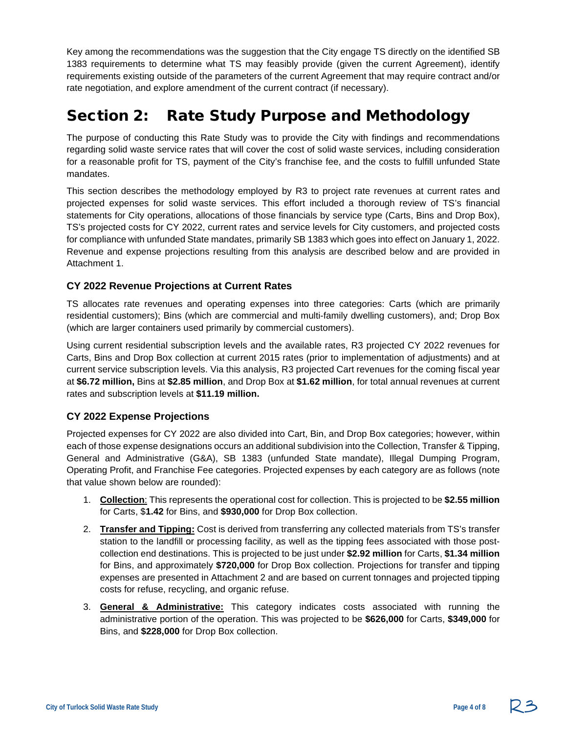Key among the recommendations was the suggestion that the City engage TS directly on the identified SB 1383 requirements to determine what TS may feasibly provide (given the current Agreement), identify requirements existing outside of the parameters of the current Agreement that may require contract and/or rate negotiation, and explore amendment of the current contract (if necessary).

# Section 2: Rate Study Purpose and Methodology

The purpose of conducting this Rate Study was to provide the City with findings and recommendations regarding solid waste service rates that will cover the cost of solid waste services, including consideration for a reasonable profit for TS, payment of the City's franchise fee, and the costs to fulfill unfunded State mandates.

This section describes the methodology employed by R3 to project rate revenues at current rates and projected expenses for solid waste services. This effort included a thorough review of TS's financial statements for City operations, allocations of those financials by service type (Carts, Bins and Drop Box), TS's projected costs for CY 2022, current rates and service levels for City customers, and projected costs for compliance with unfunded State mandates, primarily SB 1383 which goes into effect on January 1, 2022. Revenue and expense projections resulting from this analysis are described below and are provided in Attachment 1.

### CY 2022 Revenue Projections at Current Rates

TS allocates rate revenues and operating expenses into three categories: Carts (which are primarily residential customers); Bins (which are commercial and multi-family dwelling customers), and; Drop Box (which are larger containers used primarily by commercial customers).

Using current residential subscription levels and the available rates, R3 projected CY 2022 revenues for Carts, Bins and Drop Box collection at current 2015 rates (prior to implementation of adjustments) and at current service subscription levels. Via this analysis, R3 projected Cart revenues for the coming fiscal year at **$6.72 million,** Bins at **$2.85 million**, and Drop Box at **$1.62 million**, for total annual revenues at current rates and subscription levels at **$11.19 million.**

### CY 2022 Expense Projections

Projected expenses for CY 2022 are also divided into Cart, Bin, and Drop Box categories; however, within each of those expense designations occurs an additional subdivision into the Collection, Transfer & Tipping, General and Administrative (G&A), SB 1383 (unfunded State mandate), Illegal Dumping Program, Operating Profit, and Franchise Fee categories. Projected expenses by each category are as follows (note that value shown below are rounded):

1. **Collection**: This represents the operational cost for collection. This is projected to be **$2.55 million** for Carts, $**1.42** for Bins, and **$930,000** for Drop Box collection.
2. **Transfer and Tipping:** Cost is derived from transferring any collected materials from TS's transfer station to the landfill or processing facility, as well as the tipping fees associated with those post-collection end destinations. This is projected to be just under **$2.92 million** for Carts, **$1.34 million** for Bins, and approximately **$720,000** for Drop Box collection. Projections for transfer and tipping expenses are presented in Attachment 2 and are based on current tonnages and projected tipping costs for refuse, recycling, and organic refuse.
3. **General & Administrative:** This category indicates costs associated with running the administrative portion of the operation. This was projected to be **$626,000** for Carts, **$349,000** for Bins, and **$228,000** for Drop Box collection.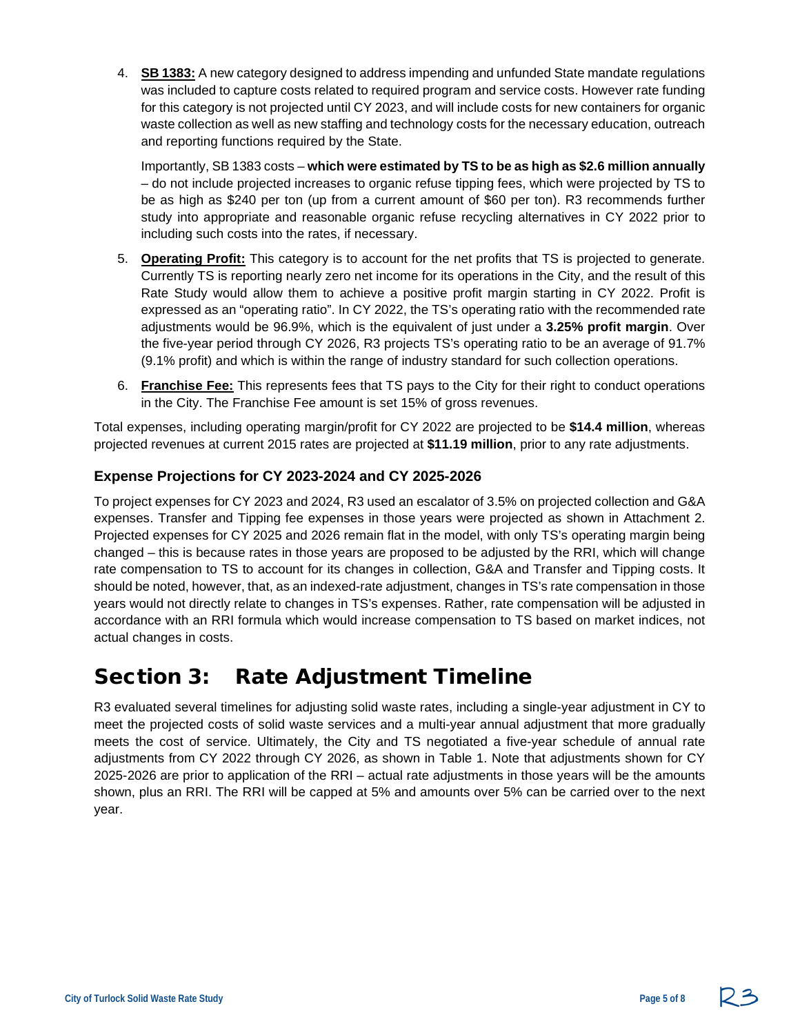4. **SB 1383:** A new category designed to address impending and unfunded State mandate regulations was included to capture costs related to required program and service costs. However rate funding for this category is not projected until CY 2023, and will include costs for new containers for organic waste collection as well as new staffing and technology costs for the necessary education, outreach and reporting functions required by the State.

   Importantly, SB 1383 costs – **which were estimated by TS to be as high as $2.6 million annually** – do not include projected increases to organic refuse tipping fees, which were projected by TS to be as high as $240 per ton (up from a current amount of $60 per ton). R3 recommends further study into appropriate and reasonable organic refuse recycling alternatives in CY 2022 prior to including such costs into the rates, if necessary.

5. **Operating Profit:** This category is to account for the net profits that TS is projected to generate. Currently TS is reporting nearly zero net income for its operations in the City, and the result of this Rate Study would allow them to achieve a positive profit margin starting in CY 2022. Profit is expressed as an "operating ratio". In CY 2022, the TS's operating ratio with the recommended rate adjustments would be 96.9%, which is the equivalent of just under a **3.25% profit margin**. Over the five-year period through CY 2026, R3 projects TS's operating ratio to be an average of 91.7% (9.1% profit) and which is within the range of industry standard for such collection operations.

6. **Franchise Fee:** This represents fees that TS pays to the City for their right to conduct operations in the City. The Franchise Fee amount is set 15% of gross revenues.

Total expenses, including operating margin/profit for CY 2022 are projected to be **$14.4 million**, whereas projected revenues at current 2015 rates are projected at **$11.19 million**, prior to any rate adjustments.

### Expense Projections for CY 2023-2024 and CY 2025-2026

To project expenses for CY 2023 and 2024, R3 used an escalator of 3.5% on projected collection and G&A expenses. Transfer and Tipping fee expenses in those years were projected as shown in Attachment 2. Projected expenses for CY 2025 and 2026 remain flat in the model, with only TS's operating margin being changed – this is because rates in those years are proposed to be adjusted by the RRI, which will change rate compensation to TS to account for its changes in collection, G&A and Transfer and Tipping costs. It should be noted, however, that, as an indexed-rate adjustment, changes in TS's rate compensation in those years would not directly relate to changes in TS's expenses. Rather, rate compensation will be adjusted in accordance with an RRI formula which would increase compensation to TS based on market indices, not actual changes in costs.

## Section 3: Rate Adjustment Timeline

R3 evaluated several timelines for adjusting solid waste rates, including a single-year adjustment in CY to meet the projected costs of solid waste services and a multi-year annual adjustment that more gradually meets the cost of service. Ultimately, the City and TS negotiated a five-year schedule of annual rate adjustments from CY 2022 through CY 2026, as shown in Table 1. Note that adjustments shown for CY 2025-2026 are prior to application of the RRI – actual rate adjustments in those years will be the amounts shown, plus an RRI. The RRI will be capped at 5% and amounts over 5% can be carried over to the next year.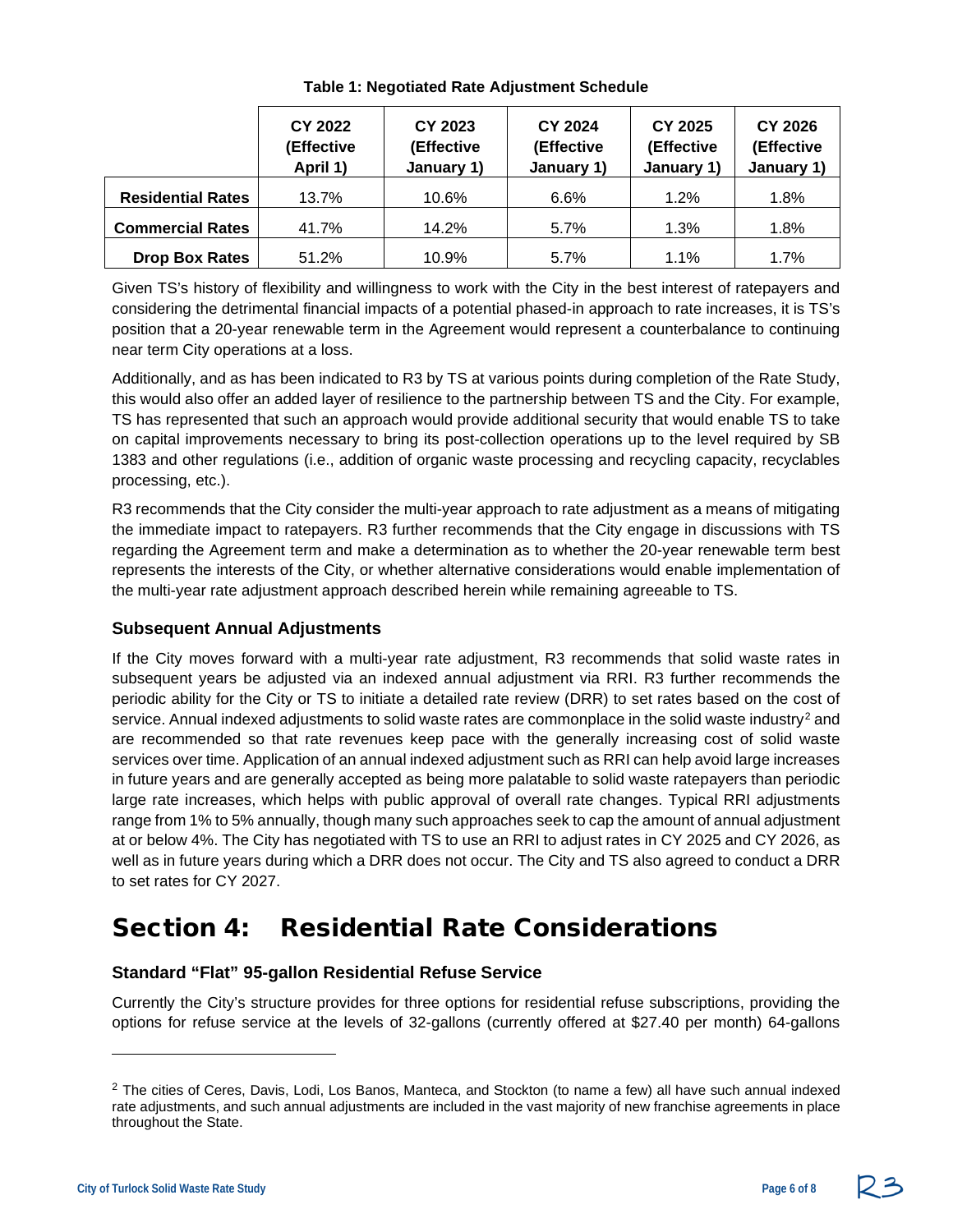**Table 1: Negotiated Rate Adjustment Schedule**

| | CY 2022 (Effective April 1) | CY 2023 (Effective January 1) | CY 2024 (Effective January 1) | CY 2025 (Effective January 1) | CY 2026 (Effective January 1) |
|---|---|---|---|---|---|
| **Residential Rates** | 13.7% | 10.6% | 6.6% | 1.2% | 1.8% |
| **Commercial Rates** | 41.7% | 14.2% | 5.7% | 1.3% | 1.8% |
| **Drop Box Rates** | 51.2% | 10.9% | 5.7% | 1.1% | 1.7% |

Given TS's history of flexibility and willingness to work with the City in the best interest of ratepayers and considering the detrimental financial impacts of a potential phased-in approach to rate increases, it is TS's position that a 20-year renewable term in the Agreement would represent a counterbalance to continuing near term City operations at a loss.

Additionally, and as has been indicated to R3 by TS at various points during completion of the Rate Study, this would also offer an added layer of resilience to the partnership between TS and the City. For example, TS has represented that such an approach would provide additional security that would enable TS to take on capital improvements necessary to bring its post-collection operations up to the level required by SB 1383 and other regulations (i.e., addition of organic waste processing and recycling capacity, recyclables processing, etc.).

R3 recommends that the City consider the multi-year approach to rate adjustment as a means of mitigating the immediate impact to ratepayers. R3 further recommends that the City engage in discussions with TS regarding the Agreement term and make a determination as to whether the 20-year renewable term best represents the interests of the City, or whether alternative considerations would enable implementation of the multi-year rate adjustment approach described herein while remaining agreeable to TS.

### Subsequent Annual Adjustments

If the City moves forward with a multi-year rate adjustment, R3 recommends that solid waste rates in subsequent years be adjusted via an indexed annual adjustment via RRI. R3 further recommends the periodic ability for the City or TS to initiate a detailed rate review (DRR) to set rates based on the cost of service. Annual indexed adjustments to solid waste rates are commonplace in the solid waste industry[2] and are recommended so that rate revenues keep pace with the generally increasing cost of solid waste services over time. Application of an annual indexed adjustment such as RRI can help avoid large increases in future years and are generally accepted as being more palatable to solid waste ratepayers than periodic large rate increases, which helps with public approval of overall rate changes. Typical RRI adjustments range from 1% to 5% annually, though many such approaches seek to cap the amount of annual adjustment at or below 4%. The City has negotiated with TS to use an RRI to adjust rates in CY 2025 and CY 2026, as well as in future years during which a DRR does not occur. The City and TS also agreed to conduct a DRR to set rates for CY 2027.

# Section 4: Residential Rate Considerations

### Standard "Flat" 95-gallon Residential Refuse Service

Currently the City's structure provides for three options for residential refuse subscriptions, providing the options for refuse service at the levels of 32-gallons (currently offered at $27.40 per month) 64-gallons

[2] The cities of Ceres, Davis, Lodi, Los Banos, Manteca, and Stockton (to name a few) all have such annual indexed rate adjustments, and such annual adjustments are included in the vast majority of new franchise agreements in place throughout the State.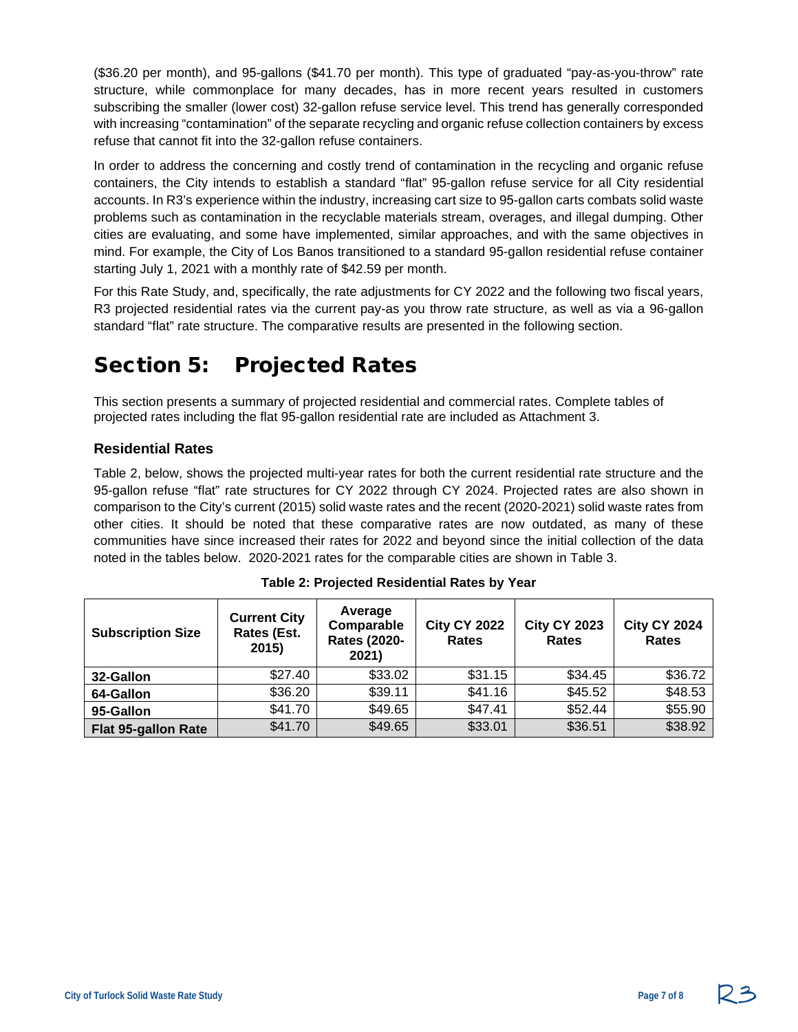($36.20 per month), and 95-gallons ($41.70 per month). This type of graduated "pay-as-you-throw" rate structure, while commonplace for many decades, has in more recent years resulted in customers subscribing the smaller (lower cost) 32-gallon refuse service level. This trend has generally corresponded with increasing "contamination" of the separate recycling and organic refuse collection containers by excess refuse that cannot fit into the 32-gallon refuse containers.

In order to address the concerning and costly trend of contamination in the recycling and organic refuse containers, the City intends to establish a standard "flat" 95-gallon refuse service for all City residential accounts. In R3's experience within the industry, increasing cart size to 95-gallon carts combats solid waste problems such as contamination in the recyclable materials stream, overages, and illegal dumping. Other cities are evaluating, and some have implemented, similar approaches, and with the same objectives in mind. For example, the City of Los Banos transitioned to a standard 95-gallon residential refuse container starting July 1, 2021 with a monthly rate of $42.59 per month.

For this Rate Study, and, specifically, the rate adjustments for CY 2022 and the following two fiscal years, R3 projected residential rates via the current pay-as you throw rate structure, as well as via a 96-gallon standard "flat" rate structure. The comparative results are presented in the following section.

# Section 5: Projected Rates

This section presents a summary of projected residential and commercial rates. Complete tables of projected rates including the flat 95-gallon residential rate are included as Attachment 3.

### Residential Rates

Table 2, below, shows the projected multi-year rates for both the current residential rate structure and the 95-gallon refuse "flat" rate structures for CY 2022 through CY 2024. Projected rates are also shown in comparison to the City's current (2015) solid waste rates and the recent (2020-2021) solid waste rates from other cities. It should be noted that these comparative rates are now outdated, as many of these communities have since increased their rates for 2022 and beyond since the initial collection of the data noted in the tables below. 2020-2021 rates for the comparable cities are shown in Table 3.

**Table 2: Projected Residential Rates by Year**

| Subscription Size | Current City Rates (Est. 2015) | Average Comparable Rates (2020-2021) | City CY 2022 Rates | City CY 2023 Rates | City CY 2024 Rates |
|---|---|---|---|---|---|
| 32-Gallon | $27.40 | $33.02 | $31.15 | $34.45 | $36.72 |
| 64-Gallon | $36.20 | $39.11 | $41.16 | $45.52 | $48.53 |
| 95-Gallon | $41.70 | $49.65 | $47.41 | $52.44 | $55.90 |
| Flat 95-gallon Rate | $41.70 | $49.65 | $33.01 | $36.51 | $38.92 |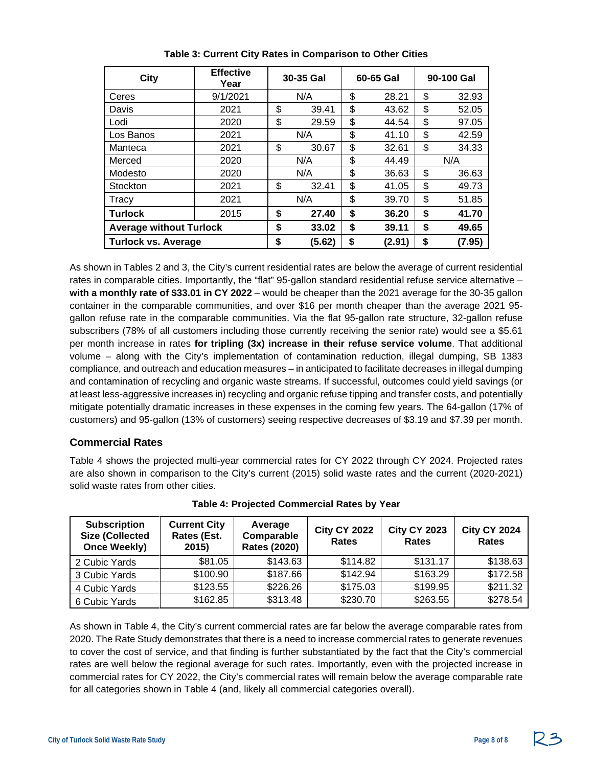**Table 3: Current City Rates in Comparison to Other Cities**

| City | Effective Year | 30-35 Gal | 60-65 Gal | 90-100 Gal |
|---|---|---|---|---|
| Ceres | 9/1/2021 | N/A | $ 28.21 | $ 32.93 |
| Davis | 2021 | $ 39.41 | $ 43.62 | $ 52.05 |
| Lodi | 2020 | $ 29.59 | $ 44.54 | $ 97.05 |
| Los Banos | 2021 | N/A | $ 41.10 | $ 42.59 |
| Manteca | 2021 | $ 30.67 | $ 32.61 | $ 34.33 |
| Merced | 2020 | N/A | $ 44.49 | N/A |
| Modesto | 2020 | N/A | $ 36.63 | $ 36.63 |
| Stockton | 2021 | $ 32.41 | $ 41.05 | $ 49.73 |
| Tracy | 2021 | N/A | $ 39.70 | $ 51.85 |
| **Turlock** | **2015** | **$ 27.40** | **$ 36.20** | **$ 41.70** |
| **Average without Turlock** | | **$ 33.02** | **$ 39.11** | **$ 49.65** |
| **Turlock vs. Average** | | **$ (5.62)** | **$ (2.91)** | **$ (7.95)** |

As shown in Tables 2 and 3, the City's current residential rates are below the average of current residential rates in comparable cities. Importantly, the "flat" 95-gallon standard residential refuse service alternative – **with a monthly rate of $33.01 in CY 2022** – would be cheaper than the 2021 average for the 30-35 gallon container in the comparable communities, and over $16 per month cheaper than the average 2021 95-gallon refuse rate in the comparable communities. Via the flat 95-gallon rate structure, 32-gallon refuse subscribers (78% of all customers including those currently receiving the senior rate) would see a $5.61 per month increase in rates **for tripling (3x) increase in their refuse service volume**. That additional volume – along with the City's implementation of contamination reduction, illegal dumping, SB 1383 compliance, and outreach and education measures – in anticipated to facilitate decreases in illegal dumping and contamination of recycling and organic waste streams. If successful, outcomes could yield savings (or at least less-aggressive increases in) recycling and organic refuse tipping and transfer costs, and potentially mitigate potentially dramatic increases in these expenses in the coming few years. The 64-gallon (17% of customers) and 95-gallon (13% of customers) seeing respective decreases of $3.19 and $7.39 per month.

## Commercial Rates

Table 4 shows the projected multi-year commercial rates for CY 2022 through CY 2024. Projected rates are also shown in comparison to the City's current (2015) solid waste rates and the current (2020-2021) solid waste rates from other cities.

**Table 4: Projected Commercial Rates by Year**

| Subscription Size (Collected Once Weekly) | Current City Rates (Est. 2015) | Average Comparable Rates (2020) | City CY 2022 Rates | City CY 2023 Rates | City CY 2024 Rates |
|---|---|---|---|---|---|
| 2 Cubic Yards | $81.05 | $143.63 | $114.82 | $131.17 | $138.63 |
| 3 Cubic Yards | $100.90 | $187.66 | $142.94 | $163.29 | $172.58 |
| 4 Cubic Yards | $123.55 | $226.26 | $175.03 | $199.95 | $211.32 |
| 6 Cubic Yards | $162.85 | $313.48 | $230.70 | $263.55 | $278.54 |

As shown in Table 4, the City's current commercial rates are far below the average comparable rates from 2020. The Rate Study demonstrates that there is a need to increase commercial rates to generate revenues to cover the cost of service, and that finding is further substantiated by the fact that the City's commercial rates are well below the regional average for such rates. Importantly, even with the projected increase in commercial rates for CY 2022, the City's commercial rates will remain below the average comparable rate for all categories shown in Table 4 (and, likely all commercial categories overall).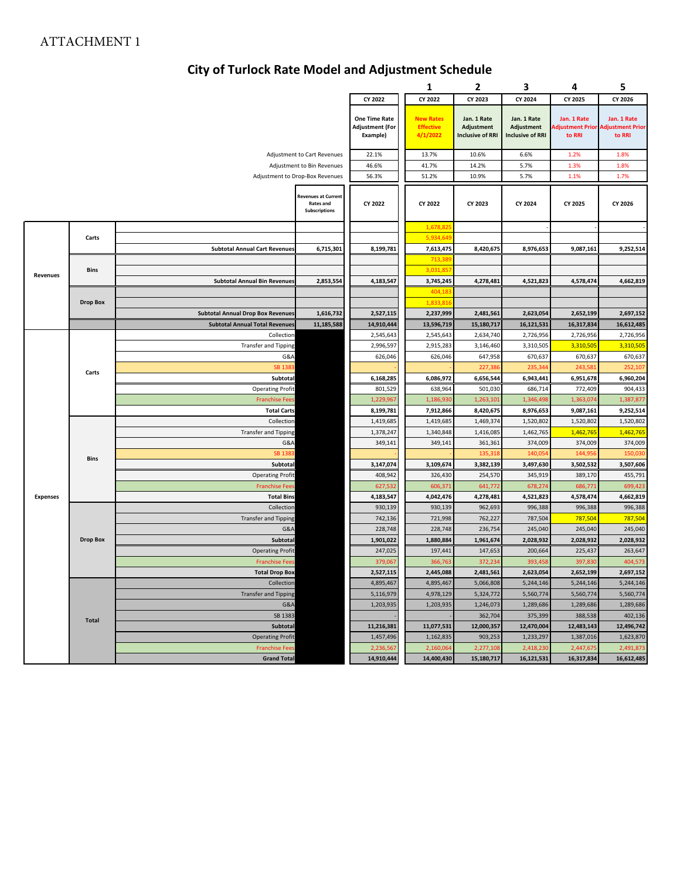ATTACHMENT 1

# City of Turlock Rate Model and Adjustment Schedule

| | | | | | 1 | 2 | 3 | 4 | 5 |
|---|---|---|---|---|---|---|---|---|---|
| | | | | CY 2022 | CY 2022 | CY 2023 | CY 2024 | CY 2025 | CY 2026 |
| | | | | One Time Rate Adjustment (For Example) | New Rates Effective 4/1/2022 | Jan. 1 Rate Adjustment Inclusive of RRI | Jan. 1 Rate Adjustment Inclusive of RRI | Jan. 1 Rate Adjustment Prior to RRI | Jan. 1 Rate Adjustment Prior to RRI |
| | | Adjustment to Cart Revenues | | 22.1% | 13.7% | 10.6% | 6.6% | 1.2% | 1.8% |
| | | Adjustment to Bin Revenues | | 46.6% | 41.7% | 14.2% | 5.7% | 1.3% | 1.8% |
| | | Adjustment to Drop-Box Revenues | | 56.3% | 51.2% | 10.9% | 5.7% | 1.1% | 1.7% |
| | | | Revenues at Current Rates and Subscriptions | CY 2022 | CY 2022 | CY 2023 | CY 2024 | CY 2025 | CY 2026 |
| Revenues | Carts | | | | 1,678,825 | | - | - | - |
| | | | | | 5,934,649 | | | | |
| | | Subtotal Annual Cart Revenues | 6,715,301 | 8,199,781 | 7,613,475 | 8,420,675 | 8,976,653 | 9,087,161 | 9,252,514 |
| | Bins | | | | 713,389 | | | | |
| | | | | | 3,031,857 | | | | |
| | | Subtotal Annual Bin Revenues | 2,853,554 | 4,183,547 | 3,745,245 | 4,278,481 | 4,521,823 | 4,578,474 | 4,662,819 |
| | Drop Box | | | | 404,183 | | | | |
| | | | | | 1,833,816 | | | | |
| | | Subtotal Annual Drop Box Revenues | 1,616,732 | 2,527,115 | 2,237,999 | 2,481,561 | 2,623,054 | 2,652,199 | 2,697,152 |
| | | Subtotal Annual Total Revenues | 11,185,588 | 14,910,444 | 13,596,719 | 15,180,717 | 16,121,531 | 16,317,834 | 16,612,485 |
| Expenses | Carts | Collection | | 2,545,643 | 2,545,643 | 2,634,740 | 2,726,956 | 2,726,956 | 2,726,956 |
| | | Transfer and Tipping | | 2,996,597 | 2,915,283 | 3,146,460 | 3,310,505 | 3,310,505 | 3,310,505 |
| | | G&A | | 626,046 | 626,046 | 647,958 | 670,637 | 670,637 | 670,637 |
| | | SB 1383 | | | - | 227,386 | 235,344 | 243,581 | 252,107 |
| | | Subtotal | | 6,168,285 | 6,086,972 | 6,656,544 | 6,943,441 | 6,951,678 | 6,960,204 |
| | | Operating Profit | | 801,529 | 638,964 | 501,030 | 686,714 | 772,409 | 904,433 |
| | | Franchise Fees | | 1,229,967 | 1,186,930 | 1,263,101 | 1,346,498 | 1,363,074 | 1,387,877 |
| | | Total Carts | | 8,199,781 | 7,912,866 | 8,420,675 | 8,976,653 | 9,087,161 | 9,252,514 |
| | Bins | Collection | | 1,419,685 | 1,419,685 | 1,469,374 | 1,520,802 | 1,520,802 | 1,520,802 |
| | | Transfer and Tipping | | 1,378,247 | 1,340,848 | 1,416,085 | 1,462,765 | 1,462,765 | 1,462,765 |
| | | G&A | | 349,141 | 349,141 | 361,361 | 374,009 | 374,009 | 374,009 |
| | | SB 1383 | | - | - | 135,318 | 140,054 | 144,956 | 150,030 |
| | | Subtotal | | 3,147,074 | 3,109,674 | 3,382,139 | 3,497,630 | 3,502,532 | 3,507,606 |
| | | Operating Profit | | 408,942 | 326,430 | 254,570 | 345,919 | 389,170 | 455,791 |
| | | Franchise Fees | | 627,532 | 606,371 | 641,772 | 678,274 | 686,771 | 699,423 |
| | | Total Bins | | 4,183,547 | 4,042,476 | 4,278,481 | 4,521,823 | 4,578,474 | 4,662,819 |
| | Drop Box | Collection | | 930,139 | 930,139 | 962,693 | 996,388 | 996,388 | 996,388 |
| | | Transfer and Tipping | | 742,136 | 721,998 | 762,227 | 787,504 | 787,504 | 787,504 |
| | | G&A | | 228,748 | 228,748 | 236,754 | 245,040 | 245,040 | 245,040 |
| | | Subtotal | | 1,901,022 | 1,880,884 | 1,961,674 | 2,028,932 | 2,028,932 | 2,028,932 |
| | | Operating Profit | | 247,025 | 197,441 | 147,653 | 200,664 | 225,437 | 263,647 |
| | | Franchise Fees | | 379,067 | 366,763 | 372,234 | 393,458 | 397,830 | 404,573 |
| | | Total Drop Box | | 2,527,115 | 2,445,088 | 2,481,561 | 2,623,054 | 2,652,199 | 2,697,152 |
| | Total | Collection | | 4,895,467 | 4,895,467 | 5,066,808 | 5,244,146 | 5,244,146 | 5,244,146 |
| | | Transfer and Tipping | | 5,116,979 | 4,978,129 | 5,324,772 | 5,560,774 | 5,560,774 | 5,560,774 |
| | | G&A | | 1,203,935 | 1,203,935 | 1,246,073 | 1,289,686 | 1,289,686 | 1,289,686 |
| | | SB 1383 | | - | - | 362,704 | 375,399 | 388,538 | 402,136 |
| | | Subtotal | | 11,216,381 | 11,077,531 | 12,000,357 | 12,470,004 | 12,483,143 | 12,496,742 |
| | | Operating Profit | | 1,457,496 | 1,162,835 | 903,253 | 1,233,297 | 1,387,016 | 1,623,870 |
| | | Franchise Fees | | 2,236,567 | 2,160,064 | 2,277,108 | 2,418,230 | 2,447,675 | 2,491,873 |
| | | Grand Total | | 14,910,444 | 14,400,430 | 15,180,717 | 16,121,531 | 16,317,834 | 16,612,485 |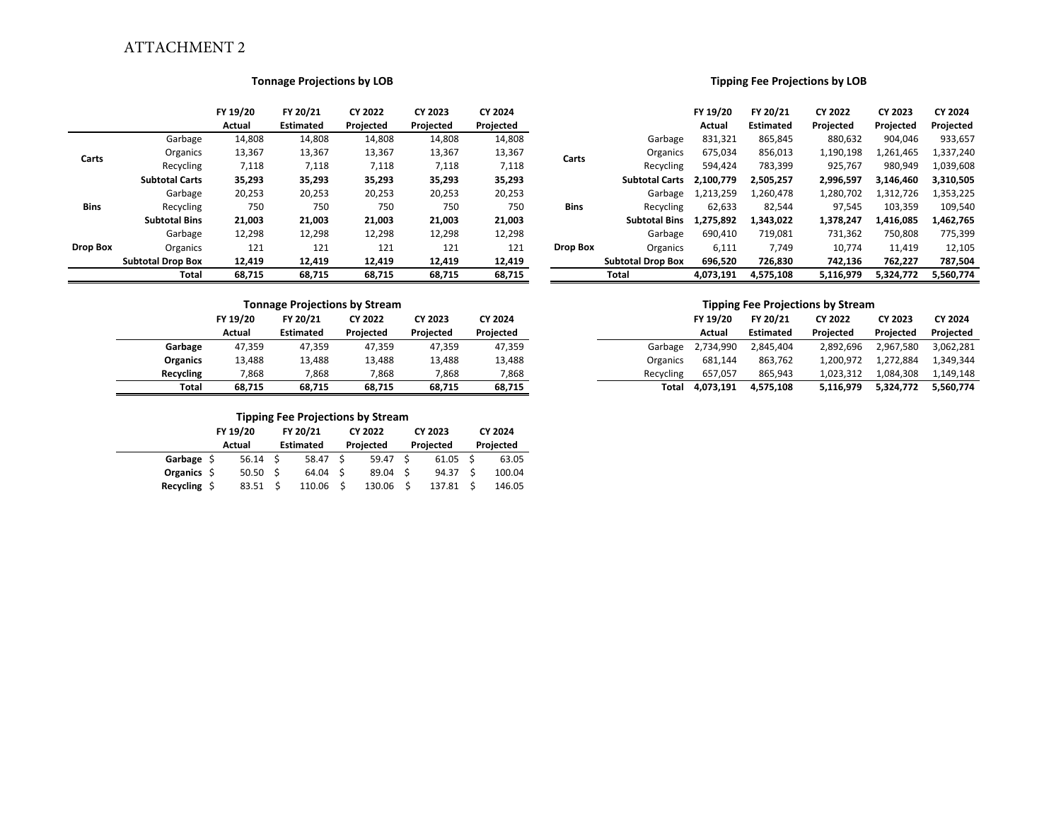ATTACHMENT 2

### Tonnage Projections by LOB

| | | FY 19/20 Actual | FY 20/21 Estimated | CY 2022 Projected | CY 2023 Projected | CY 2024 Projected |
|---|---|---|---|---|---|---|
| Carts | Garbage | 14,808 | 14,808 | 14,808 | 14,808 | 14,808 |
| | Organics | 13,367 | 13,367 | 13,367 | 13,367 | 13,367 |
| | Recycling | 7,118 | 7,118 | 7,118 | 7,118 | 7,118 |
| | **Subtotal Carts** | **35,293** | **35,293** | **35,293** | **35,293** | **35,293** |
| Bins | Garbage | 20,253 | 20,253 | 20,253 | 20,253 | 20,253 |
| | Recycling | 750 | 750 | 750 | 750 | 750 |
| | **Subtotal Bins** | **21,003** | **21,003** | **21,003** | **21,003** | **21,003** |
| Drop Box | Garbage | 12,298 | 12,298 | 12,298 | 12,298 | 12,298 |
| | Organics | 121 | 121 | 121 | 121 | 121 |
| | **Subtotal Drop Box** | **12,419** | **12,419** | **12,419** | **12,419** | **12,419** |
| | **Total** | **68,715** | **68,715** | **68,715** | **68,715** | **68,715** |

### Tipping Fee Projections by LOB

| | | FY 19/20 Actual | FY 20/21 Estimated | CY 2022 Projected | CY 2023 Projected | CY 2024 Projected |
|---|---|---|---|---|---|---|
| Carts | Garbage | 831,321 | 865,845 | 880,632 | 904,046 | 933,657 |
| | Organics | 675,034 | 856,013 | 1,190,198 | 1,261,465 | 1,337,240 |
| | Recycling | 594,424 | 783,399 | 925,767 | 980,949 | 1,039,608 |
| | **Subtotal Carts** | **2,100,779** | **2,505,257** | **2,996,597** | **3,146,460** | **3,310,505** |
| Bins | Garbage | 1,213,259 | 1,260,478 | 1,280,702 | 1,312,726 | 1,353,225 |
| | Recycling | 62,633 | 82,544 | 97,545 | 103,359 | 109,540 |
| | **Subtotal Bins** | **1,275,892** | **1,343,022** | **1,378,247** | **1,416,085** | **1,462,765** |
| Drop Box | Garbage | 690,410 | 719,081 | 731,362 | 750,808 | 775,399 |
| | Organics | 6,111 | 7,749 | 10,774 | 11,419 | 12,105 |
| | **Subtotal Drop Box** | **696,520** | **726,830** | **742,136** | **762,227** | **787,504** |
| | **Total** | **4,073,191** | **4,575,108** | **5,116,979** | **5,324,772** | **5,560,774** |

### Tonnage Projections by Stream

| | FY 19/20 Actual | FY 20/21 Estimated | CY 2022 Projected | CY 2023 Projected | CY 2024 Projected |
|---|---|---|---|---|---|
| **Garbage** | 47,359 | 47,359 | 47,359 | 47,359 | 47,359 |
| **Organics** | 13,488 | 13,488 | 13,488 | 13,488 | 13,488 |
| **Recycling** | 7,868 | 7,868 | 7,868 | 7,868 | 7,868 |
| **Total** | **68,715** | **68,715** | **68,715** | **68,715** | **68,715** |

### Tipping Fee Projections by Stream

| | FY 19/20 Actual | FY 20/21 Estimated | CY 2022 Projected | CY 2023 Projected | CY 2024 Projected |
|---|---|---|---|---|---|
| Garbage | 2,734,990 | 2,845,404 | 2,892,696 | 2,967,580 | 3,062,281 |
| Organics | 681,144 | 863,762 | 1,200,972 | 1,272,884 | 1,349,344 |
| Recycling | 657,057 | 865,943 | 1,023,312 | 1,084,308 | 1,149,148 |
| **Total** | **4,073,191** | **4,575,108** | **5,116,979** | **5,324,772** | **5,560,774** |

### Tipping Fee Projections by Stream

| | FY 19/20 Actual | FY 20/21 Estimated | CY 2022 Projected | CY 2023 Projected | CY 2024 Projected |
|---|---|---|---|---|---|
| **Garbage** | $ 56.14 | $ 58.47 | $ 59.47 | $ 61.05 | $ 63.05 |
| **Organics** | $ 50.50 | $ 64.04 | $ 89.04 | $ 94.37 | $ 100.04 |
| **Recycling** | $ 83.51 | $ 110.06 | $ 130.06 | $ 137.81 | $ 146.05 |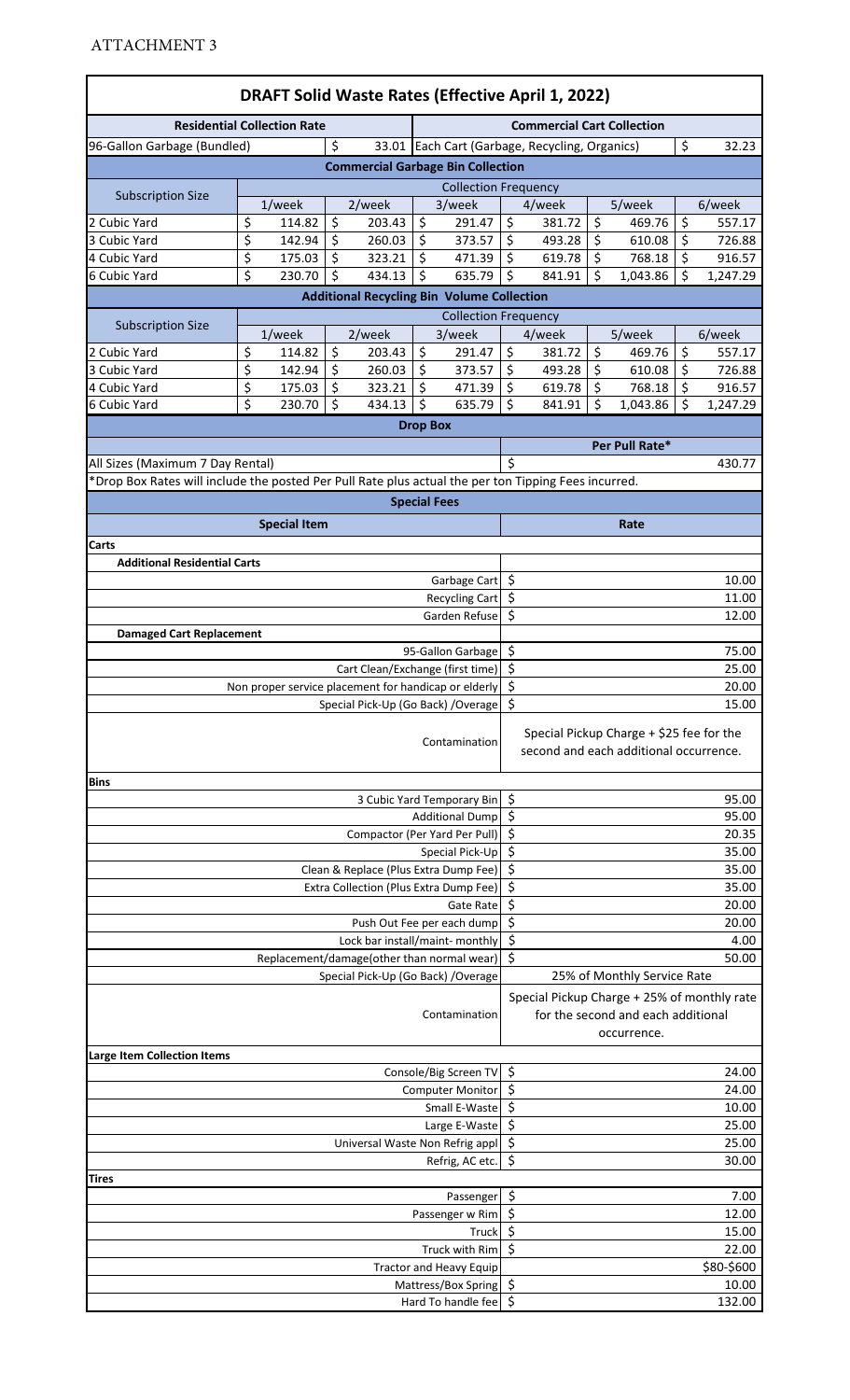ATTACHMENT 3

## DRAFT Solid Waste Rates (Effective April 1, 2022)

| Residential Collection Rate | | Commercial Cart Collection | |
|---|---|---|---|
| 96-Gallon Garbage (Bundled) | $ 33.01 | Each Cart (Garbage, Recycling, Organics) | $ 32.23 |

### Commercial Garbage Bin Collection

| Subscription Size | Collection Frequency | | | | | |
|---|---|---|---|---|---|---|
| | 1/week | 2/week | 3/week | 4/week | 5/week | 6/week |
| 2 Cubic Yard | $ 114.82 | $ 203.43 | $ 291.47 | $ 381.72 | $ 469.76 | $ 557.17 |
| 3 Cubic Yard | $ 142.94 | $ 260.03 | $ 373.57 | $ 493.28 | $ 610.08 | $ 726.88 |
| 4 Cubic Yard | $ 175.03 | $ 323.21 | $ 471.39 | $ 619.78 | $ 768.18 | $ 916.57 |
| 6 Cubic Yard | $ 230.70 | $ 434.13 | $ 635.79 | $ 841.91 | $ 1,043.86 | $ 1,247.29 |

### Additional Recycling Bin Volume Collection

| Subscription Size | Collection Frequency | | | | | |
|---|---|---|---|---|---|---|
| | 1/week | 2/week | 3/week | 4/week | 5/week | 6/week |
| 2 Cubic Yard | $ 114.82 | $ 203.43 | $ 291.47 | $ 381.72 | $ 469.76 | $ 557.17 |
| 3 Cubic Yard | $ 142.94 | $ 260.03 | $ 373.57 | $ 493.28 | $ 610.08 | $ 726.88 |
| 4 Cubic Yard | $ 175.03 | $ 323.21 | $ 471.39 | $ 619.78 | $ 768.18 | $ 916.57 |
| 6 Cubic Yard | $ 230.70 | $ 434.13 | $ 635.79 | $ 841.91 | $ 1,043.86 | $ 1,247.29 |

### Drop Box

| | Per Pull Rate* |
|---|---|
| All Sizes (Maximum 7 Day Rental) | $ 430.77 |

*Drop Box Rates will include the posted Per Pull Rate plus actual the per ton Tipping Fees incurred.

### Special Fees

| Special Item | Rate |
|---|---|
| **Carts** | |
| **Additional Residential Carts** | |
| Garbage Cart | $ 10.00 |
| Recycling Cart | $ 11.00 |
| Garden Refuse | $ 12.00 |
| **Damaged Cart Replacement** | |
| 95-Gallon Garbage | $ 75.00 |
| Cart Clean/Exchange (first time) | $ 25.00 |
| Non proper service placement for handicap or elderly | $ 20.00 |
| Special Pick-Up (Go Back) /Overage | $ 15.00 |
| Contamination | Special Pickup Charge + $25 fee for the second and each additional occurrence. |
| **Bins** | |
| 3 Cubic Yard Temporary Bin | $ 95.00 |
| Additional Dump | $ 95.00 |
| Compactor (Per Yard Per Pull) | $ 20.35 |
| Special Pick-Up | $ 35.00 |
| Clean & Replace (Plus Extra Dump Fee) | $ 35.00 |
| Extra Collection (Plus Extra Dump Fee) | $ 35.00 |
| Gate Rate | $ 20.00 |
| Push Out Fee per each dump | $ 20.00 |
| Lock bar install/maint- monthly | $ 4.00 |
| Replacement/damage(other than normal wear) | $ 50.00 |
| Special Pick-Up (Go Back) /Overage | 25% of Monthly Service Rate |
| Contamination | Special Pickup Charge + 25% of monthly rate for the second and each additional occurrence. |
| **Large Item Collection Items** | |
| Console/Big Screen TV | $ 24.00 |
| Computer Monitor | $ 24.00 |
| Small E-Waste | $ 10.00 |
| Large E-Waste | $ 25.00 |
| Universal Waste Non Refrig appl | $ 25.00 |
| Refrig, AC etc. | $ 30.00 |
| **Tires** | |
| Passenger | $ 7.00 |
| Passenger w Rim | $ 12.00 |
| Truck | $ 15.00 |
| Truck with Rim | $ 22.00 |
| Tractor and Heavy Equip | $80-$600 |
| Mattress/Box Spring | $ 10.00 |
| Hard To handle fee | $ 132.00 |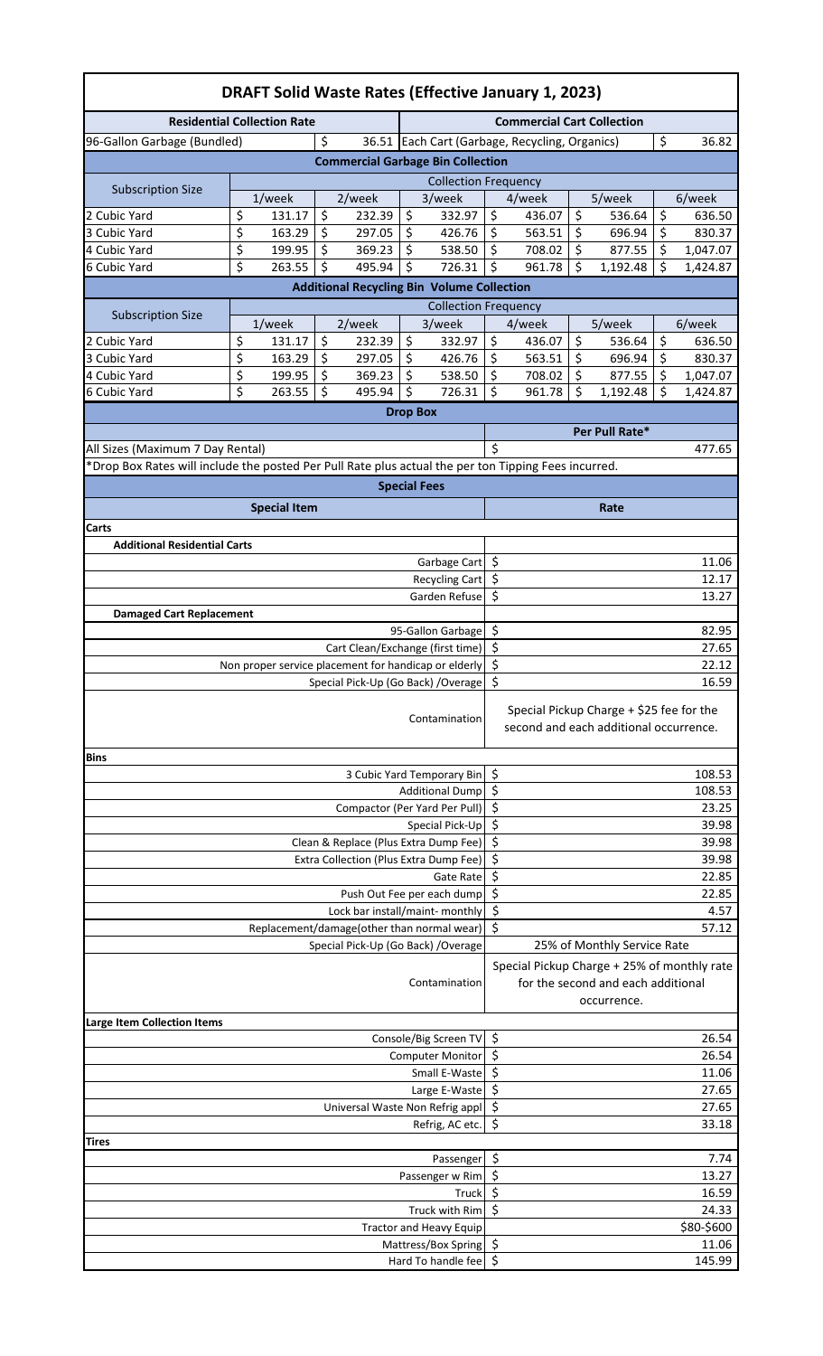# DRAFT Solid Waste Rates (Effective January 1, 2023)

| Residential Collection Rate | | Commercial Cart Collection | |
|---|---|---|---|
| 96-Gallon Garbage (Bundled) | $ 36.51 | Each Cart (Garbage, Recycling, Organics) | $ 36.82 |

## Commercial Garbage Bin Collection

| Subscription Size | Collection Frequency | | | | | |
|---|---|---|---|---|---|---|
| | 1/week | 2/week | 3/week | 4/week | 5/week | 6/week |
| 2 Cubic Yard | $ 131.17 | $ 232.39 | $ 332.97 | $ 436.07 | $ 536.64 | $ 636.50 |
| 3 Cubic Yard | $ 163.29 | $ 297.05 | $ 426.76 | $ 563.51 | $ 696.94 | $ 830.37 |
| 4 Cubic Yard | $ 199.95 | $ 369.23 | $ 538.50 | $ 708.02 | $ 877.55 | $ 1,047.07 |
| 6 Cubic Yard | $ 263.55 | $ 495.94 | $ 726.31 | $ 961.78 | $ 1,192.48 | $ 1,424.87 |

## Additional Recycling Bin Volume Collection

| Subscription Size | Collection Frequency | | | | | |
|---|---|---|---|---|---|---|
| | 1/week | 2/week | 3/week | 4/week | 5/week | 6/week |
| 2 Cubic Yard | $ 131.17 | $ 232.39 | $ 332.97 | $ 436.07 | $ 536.64 | $ 636.50 |
| 3 Cubic Yard | $ 163.29 | $ 297.05 | $ 426.76 | $ 563.51 | $ 696.94 | $ 830.37 |
| 4 Cubic Yard | $ 199.95 | $ 369.23 | $ 538.50 | $ 708.02 | $ 877.55 | $ 1,047.07 |
| 6 Cubic Yard | $ 263.55 | $ 495.94 | $ 726.31 | $ 961.78 | $ 1,192.48 | $ 1,424.87 |

## Drop Box

| | Per Pull Rate* |
|---|---|
| All Sizes (Maximum 7 Day Rental) | $ 477.65 |

*Drop Box Rates will include the posted Per Pull Rate plus actual the per ton Tipping Fees incurred.

## Special Fees

| Special Item | Rate |
|---|---|
| **Carts** | |
| **Additional Residential Carts** | |
| Garbage Cart | $ 11.06 |
| Recycling Cart | $ 12.17 |
| Garden Refuse | $ 13.27 |
| **Damaged Cart Replacement** | |
| 95-Gallon Garbage | $ 82.95 |
| Cart Clean/Exchange (first time) | $ 27.65 |
| Non proper service placement for handicap or elderly | $ 22.12 |
| Special Pick-Up (Go Back) /Overage | $ 16.59 |
| Contamination | Special Pickup Charge + $25 fee for the second and each additional occurrence. |
| **Bins** | |
| 3 Cubic Yard Temporary Bin | $ 108.53 |
| Additional Dump | $ 108.53 |
| Compactor (Per Yard Per Pull) | $ 23.25 |
| Special Pick-Up | $ 39.98 |
| Clean & Replace (Plus Extra Dump Fee) | $ 39.98 |
| Extra Collection (Plus Extra Dump Fee) | $ 39.98 |
| Gate Rate | $ 22.85 |
| Push Out Fee per each dump | $ 22.85 |
| Lock bar install/maint- monthly | $ 4.57 |
| Replacement/damage(other than normal wear) | $ 57.12 |
| Special Pick-Up (Go Back) /Overage | 25% of Monthly Service Rate |
| Contamination | Special Pickup Charge + 25% of monthly rate for the second and each additional occurrence. |
| **Large Item Collection Items** | |
| Console/Big Screen TV | $ 26.54 |
| Computer Monitor | $ 26.54 |
| Small E-Waste | $ 11.06 |
| Large E-Waste | $ 27.65 |
| Universal Waste Non Refrig appl | $ 27.65 |
| Refrig, AC etc. | $ 33.18 |
| **Tires** | |
| Passenger | $ 7.74 |
| Passenger w Rim | $ 13.27 |
| Truck | $ 16.59 |
| Truck with Rim | $ 24.33 |
| Tractor and Heavy Equip | $80-$600 |
| Mattress/Box Spring | $ 11.06 |
| Hard To handle fee | $ 145.99 |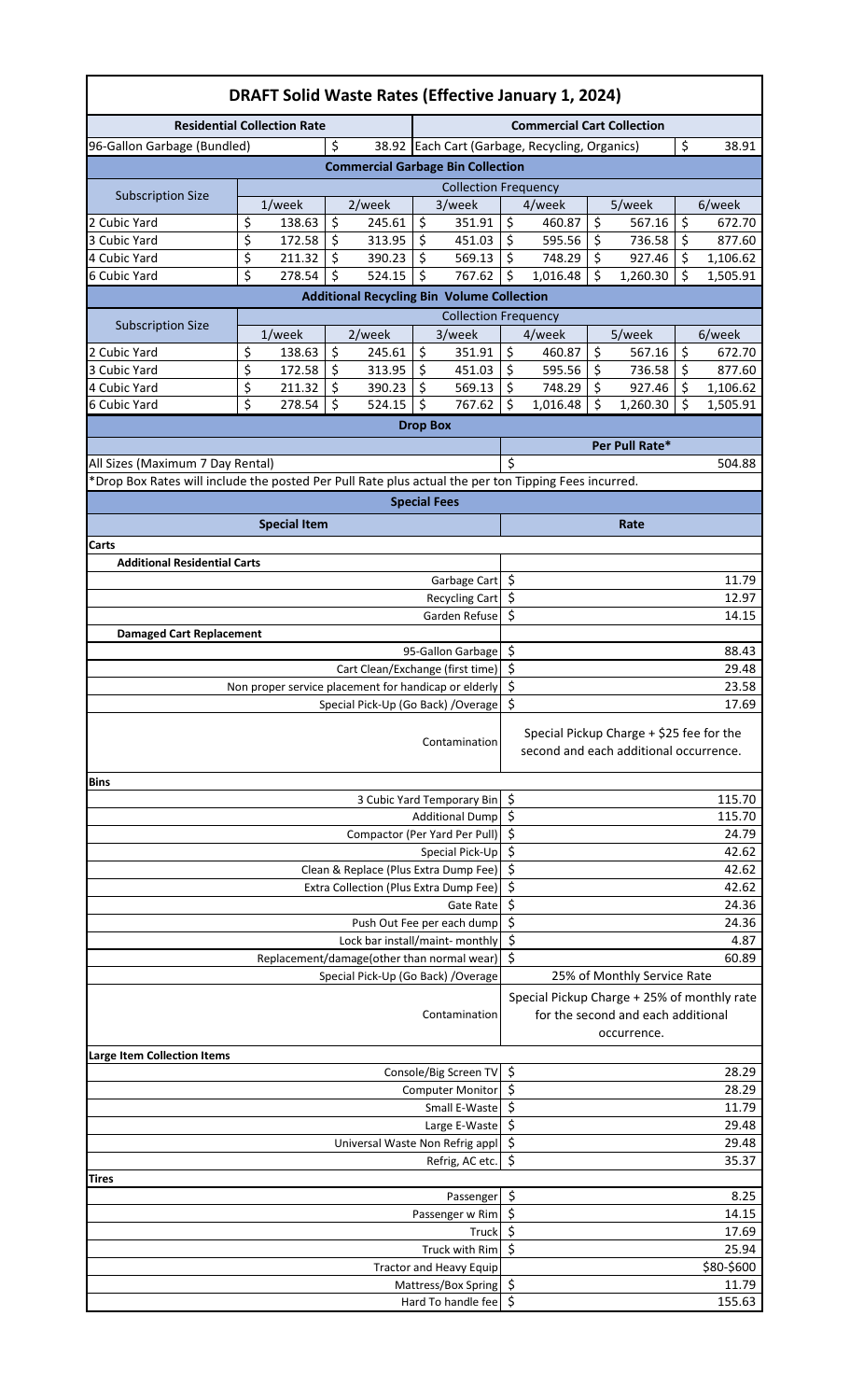# DRAFT Solid Waste Rates (Effective January 1, 2024)

| Residential Collection Rate | | Commercial Cart Collection | |
|---|---|---|---|
| 96-Gallon Garbage (Bundled) | $ 38.92 | Each Cart (Garbage, Recycling, Organics) | $ 38.91 |

## Commercial Garbage Bin Collection

| Subscription Size | Collection Frequency | | | | | |
|---|---|---|---|---|---|---|
| | 1/week | 2/week | 3/week | 4/week | 5/week | 6/week |
| 2 Cubic Yard | $ 138.63 | $ 245.61 | $ 351.91 | $ 460.87 | $ 567.16 | $ 672.70 |
| 3 Cubic Yard | $ 172.58 | $ 313.95 | $ 451.03 | $ 595.56 | $ 736.58 | $ 877.60 |
| 4 Cubic Yard | $ 211.32 | $ 390.23 | $ 569.13 | $ 748.29 | $ 927.46 | $ 1,106.62 |
| 6 Cubic Yard | $ 278.54 | $ 524.15 | $ 767.62 | $ 1,016.48 | $ 1,260.30 | $ 1,505.91 |

## Additional Recycling Bin Volume Collection

| Subscription Size | Collection Frequency | | | | | |
|---|---|---|---|---|---|---|
| | 1/week | 2/week | 3/week | 4/week | 5/week | 6/week |
| 2 Cubic Yard | $ 138.63 | $ 245.61 | $ 351.91 | $ 460.87 | $ 567.16 | $ 672.70 |
| 3 Cubic Yard | $ 172.58 | $ 313.95 | $ 451.03 | $ 595.56 | $ 736.58 | $ 877.60 |
| 4 Cubic Yard | $ 211.32 | $ 390.23 | $ 569.13 | $ 748.29 | $ 927.46 | $ 1,106.62 |
| 6 Cubic Yard | $ 278.54 | $ 524.15 | $ 767.62 | $ 1,016.48 | $ 1,260.30 | $ 1,505.91 |

## Drop Box

| | Per Pull Rate* |
|---|---|
| All Sizes (Maximum 7 Day Rental) | $ 504.88 |

*Drop Box Rates will include the posted Per Pull Rate plus actual the per ton Tipping Fees incurred.

## Special Fees

| Special Item | Rate |
|---|---|
| **Carts** | |
| **Additional Residential Carts** | |
| Garbage Cart | $ 11.79 |
| Recycling Cart | $ 12.97 |
| Garden Refuse | $ 14.15 |
| **Damaged Cart Replacement** | |
| 95-Gallon Garbage | $ 88.43 |
| Cart Clean/Exchange (first time) | $ 29.48 |
| Non proper service placement for handicap or elderly | $ 23.58 |
| Special Pick-Up (Go Back) /Overage | $ 17.69 |
| Contamination | Special Pickup Charge + $25 fee for the second and each additional occurrence. |
| **Bins** | |
| 3 Cubic Yard Temporary Bin | $ 115.70 |
| Additional Dump | $ 115.70 |
| Compactor (Per Yard Per Pull) | $ 24.79 |
| Special Pick-Up | $ 42.62 |
| Clean & Replace (Plus Extra Dump Fee) | $ 42.62 |
| Extra Collection (Plus Extra Dump Fee) | $ 42.62 |
| Gate Rate | $ 24.36 |
| Push Out Fee per each dump | $ 24.36 |
| Lock bar install/maint- monthly | $ 4.87 |
| Replacement/damage(other than normal wear) | $ 60.89 |
| Special Pick-Up (Go Back) /Overage | 25% of Monthly Service Rate |
| Contamination | Special Pickup Charge + 25% of monthly rate for the second and each additional occurrence. |
| **Large Item Collection Items** | |
| Console/Big Screen TV | $ 28.29 |
| Computer Monitor | $ 28.29 |
| Small E-Waste | $ 11.79 |
| Large E-Waste | $ 29.48 |
| Universal Waste Non Refrig appl | $ 29.48 |
| Refrig, AC etc. | $ 35.37 |
| **Tires** | |
| Passenger | $ 8.25 |
| Passenger w Rim | $ 14.15 |
| Truck | $ 17.69 |
| Truck with Rim | $ 25.94 |
| Tractor and Heavy Equip | $80-$600 |
| Mattress/Box Spring | $ 11.79 |
| Hard To handle fee | $ 155.63 |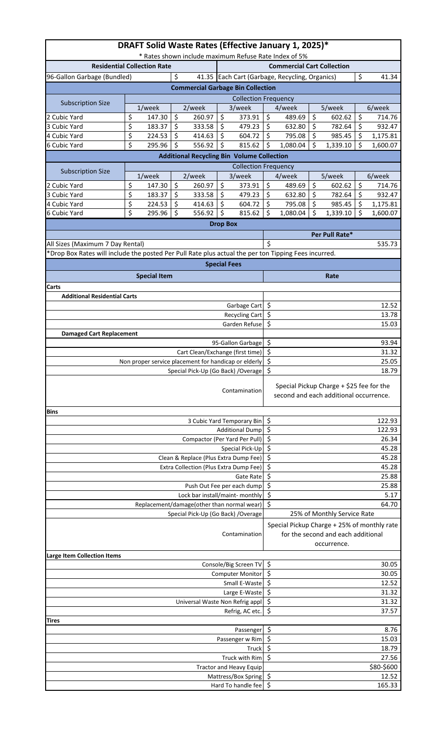# DRAFT Solid Waste Rates (Effective January 1, 2025)*

\* Rates shown include maximum Refuse Rate Index of 5%

| Residential Collection Rate | | Commercial Cart Collection | |
|---|---|---|---|
| 96-Gallon Garbage (Bundled) | $ 41.35 | Each Cart (Garbage, Recycling, Organics) | $ 41.34 |

## Commercial Garbage Bin Collection

| Subscription Size | Collection Frequency | | | | | |
|---|---|---|---|---|---|---|
| | 1/week | 2/week | 3/week | 4/week | 5/week | 6/week |
| 2 Cubic Yard | $ 147.30 | $ 260.97 | $ 373.91 | $ 489.69 | $ 602.62 | $ 714.76 |
| 3 Cubic Yard | $ 183.37 | $ 333.58 | $ 479.23 | $ 632.80 | $ 782.64 | $ 932.47 |
| 4 Cubic Yard | $ 224.53 | $ 414.63 | $ 604.72 | $ 795.08 | $ 985.45 | $ 1,175.81 |
| 6 Cubic Yard | $ 295.96 | $ 556.92 | $ 815.62 | $ 1,080.04 | $ 1,339.10 | $ 1,600.07 |

## Additional Recycling Bin Volume Collection

| Subscription Size | Collection Frequency | | | | | |
|---|---|---|---|---|---|---|
| | 1/week | 2/week | 3/week | 4/week | 5/week | 6/week |
| 2 Cubic Yard | $ 147.30 | $ 260.97 | $ 373.91 | $ 489.69 | $ 602.62 | $ 714.76 |
| 3 Cubic Yard | $ 183.37 | $ 333.58 | $ 479.23 | $ 632.80 | $ 782.64 | $ 932.47 |
| 4 Cubic Yard | $ 224.53 | $ 414.63 | $ 604.72 | $ 795.08 | $ 985.45 | $ 1,175.81 |
| 6 Cubic Yard | $ 295.96 | $ 556.92 | $ 815.62 | $ 1,080.04 | $ 1,339.10 | $ 1,600.07 |

## Drop Box

| | Per Pull Rate* |
|---|---|
| All Sizes (Maximum 7 Day Rental) | $ 535.73 |

*Drop Box Rates will include the posted Per Pull Rate plus actual the per ton Tipping Fees incurred.

## Special Fees

| Special Item | Rate |
|---|---|
| **Carts** | |
| **Additional Residential Carts** | |
| Garbage Cart | $ 12.52 |
| Recycling Cart | $ 13.78 |
| Garden Refuse | $ 15.03 |
| **Damaged Cart Replacement** | |
| 95-Gallon Garbage | $ 93.94 |
| Cart Clean/Exchange (first time) | $ 31.32 |
| Non proper service placement for handicap or elderly | $ 25.05 |
| Special Pick-Up (Go Back) /Overage | $ 18.79 |
| Contamination | Special Pickup Charge + $25 fee for the second and each additional occurrence. |
| **Bins** | |
| 3 Cubic Yard Temporary Bin | $ 122.93 |
| Additional Dump | $ 122.93 |
| Compactor (Per Yard Per Pull) | $ 26.34 |
| Special Pick-Up | $ 45.28 |
| Clean & Replace (Plus Extra Dump Fee) | $ 45.28 |
| Extra Collection (Plus Extra Dump Fee) | $ 45.28 |
| Gate Rate | $ 25.88 |
| Push Out Fee per each dump | $ 25.88 |
| Lock bar install/maint- monthly | $ 5.17 |
| Replacement/damage(other than normal wear) | $ 64.70 |
| Special Pick-Up (Go Back) /Overage | 25% of Monthly Service Rate |
| Contamination | Special Pickup Charge + 25% of monthly rate for the second and each additional occurrence. |
| **Large Item Collection Items** | |
| Console/Big Screen TV | $ 30.05 |
| Computer Monitor | $ 30.05 |
| Small E-Waste | $ 12.52 |
| Large E-Waste | $ 31.32 |
| Universal Waste Non Refrig appl | $ 31.32 |
| Refrig, AC etc. | $ 37.57 |
| **Tires** | |
| Passenger | $ 8.76 |
| Passenger w Rim | $ 15.03 |
| Truck | $ 18.79 |
| Truck with Rim | $ 27.56 |
| Tractor and Heavy Equip | $80-$600 |
| Mattress/Box Spring | $ 12.52 |
| Hard To handle fee | $ 165.33 |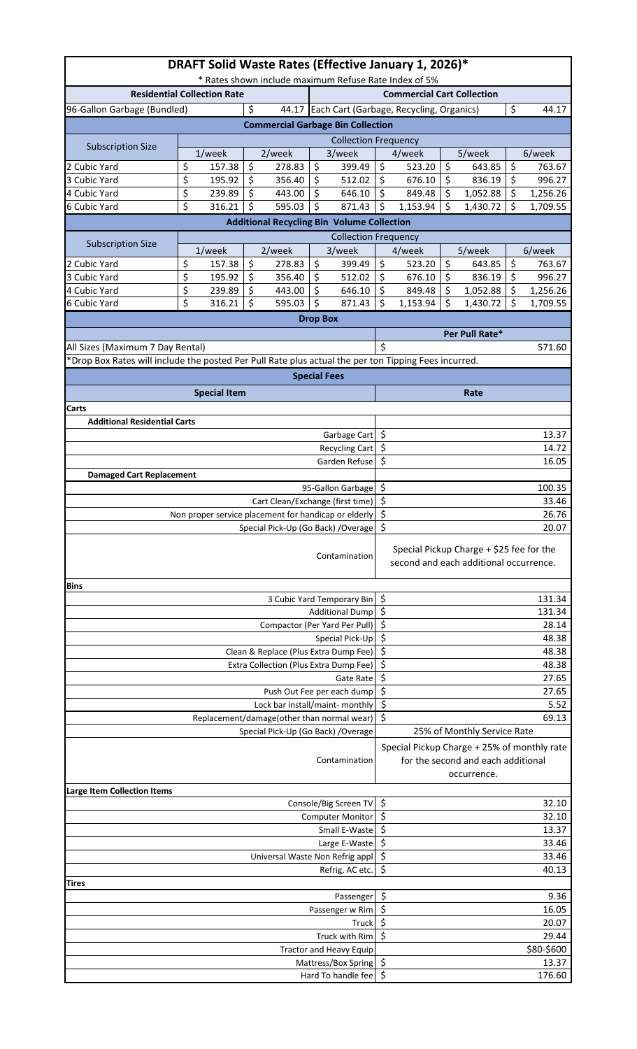# DRAFT Solid Waste Rates (Effective January 1, 2026)*

\* Rates shown include maximum Refuse Rate Index of 5%

| Residential Collection Rate | | Commercial Cart Collection | |
|---|---|---|---|
| 96-Gallon Garbage (Bundled) | $ 44.17 | Each Cart (Garbage, Recycling, Organics) | $ 44.17 |

## Commercial Garbage Bin Collection

| Subscription Size | Collection Frequency | | | | | |
|---|---|---|---|---|---|---|
| | 1/week | 2/week | 3/week | 4/week | 5/week | 6/week |
| 2 Cubic Yard | $ 157.38 | $ 278.83 | $ 399.49 | $ 523.20 | $ 643.85 | $ 763.67 |
| 3 Cubic Yard | $ 195.92 | $ 356.40 | $ 512.02 | $ 676.10 | $ 836.19 | $ 996.27 |
| 4 Cubic Yard | $ 239.89 | $ 443.00 | $ 646.10 | $ 849.48 | $ 1,052.88 | $ 1,256.26 |
| 6 Cubic Yard | $ 316.21 | $ 595.03 | $ 871.43 | $ 1,153.94 | $ 1,430.72 | $ 1,709.55 |

## Additional Recycling Bin Volume Collection

| Subscription Size | Collection Frequency | | | | | |
|---|---|---|---|---|---|---|
| | 1/week | 2/week | 3/week | 4/week | 5/week | 6/week |
| 2 Cubic Yard | $ 157.38 | $ 278.83 | $ 399.49 | $ 523.20 | $ 643.85 | $ 763.67 |
| 3 Cubic Yard | $ 195.92 | $ 356.40 | $ 512.02 | $ 676.10 | $ 836.19 | $ 996.27 |
| 4 Cubic Yard | $ 239.89 | $ 443.00 | $ 646.10 | $ 849.48 | $ 1,052.88 | $ 1,256.26 |
| 6 Cubic Yard | $ 316.21 | $ 595.03 | $ 871.43 | $ 1,153.94 | $ 1,430.72 | $ 1,709.55 |

## Drop Box

| | Per Pull Rate* |
|---|---|
| All Sizes (Maximum 7 Day Rental) | $ 571.60 |

\*Drop Box Rates will include the posted Per Pull Rate plus actual the per ton Tipping Fees incurred.

## Special Fees

| Special Item | Rate |
|---|---|
| **Carts** | |
| **Additional Residential Carts** | |
| Garbage Cart | $ 13.37 |
| Recycling Cart | $ 14.72 |
| Garden Refuse | $ 16.05 |
| **Damaged Cart Replacement** | |
| 95-Gallon Garbage | $ 100.35 |
| Cart Clean/Exchange (first time) | $ 33.46 |
| Non proper service placement for handicap or elderly | $ 26.76 |
| Special Pick-Up (Go Back) /Overage | $ 20.07 |
| Contamination | Special Pickup Charge + $25 fee for the second and each additional occurrence. |
| **Bins** | |
| 3 Cubic Yard Temporary Bin | $ 131.34 |
| Additional Dump | $ 131.34 |
| Compactor (Per Yard Per Pull) | $ 28.14 |
| Special Pick-Up | $ 48.38 |
| Clean & Replace (Plus Extra Dump Fee) | $ 48.38 |
| Extra Collection (Plus Extra Dump Fee) | $ 48.38 |
| Gate Rate | $ 27.65 |
| Push Out Fee per each dump | $ 27.65 |
| Lock bar install/maint- monthly | $ 5.52 |
| Replacement/damage(other than normal wear) | $ 69.13 |
| Special Pick-Up (Go Back) /Overage | 25% of Monthly Service Rate |
| Contamination | Special Pickup Charge + 25% of monthly rate for the second and each additional occurrence. |
| **Large Item Collection Items** | |
| Console/Big Screen TV | $ 32.10 |
| Computer Monitor | $ 32.10 |
| Small E-Waste | $ 13.37 |
| Large E-Waste | $ 33.46 |
| Universal Waste Non Refrig appl | $ 33.46 |
| Refrig, AC etc. | $ 40.13 |
| **Tires** | |
| Passenger | $ 9.36 |
| Passenger w Rim | $ 16.05 |
| Truck | $ 20.07 |
| Truck with Rim | $ 29.44 |
| Tractor and Heavy Equip | $80-$600 |
| Mattress/Box Spring | $ 13.37 |
| Hard To handle fee | $ 176.60 |